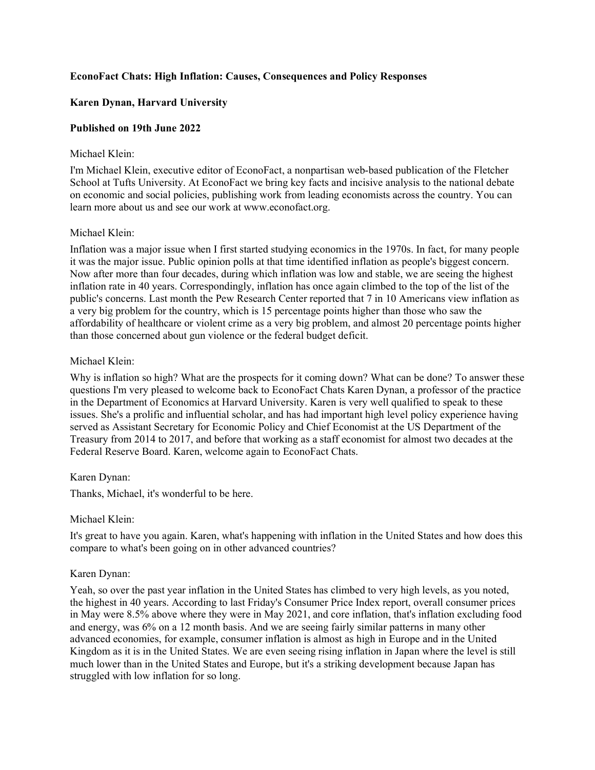**EconoFact Chats: High Inflation: Causes, Consequences and Policy Responses**

**Karen Dynan, Harvard University**

**Published on 19th June 2022**

Michael Klein:

I'm Michael Klein, executive editor of EconoFact, a nonpartisan web-based publication of the Fletcher School at Tufts University. At EconoFact we bring key facts and incisive analysis to the national debate on economic and social policies, publishing work from leading economists across the country. You can learn more about us and see our work at www.econofact.org.

Michael Klein:

Inflation was a major issue when I first started studying economics in the 1970s. In fact, for many people it was the major issue. Public opinion polls at that time identified inflation as people's biggest concern. Now after more than four decades, during which inflation was low and stable, we are seeing the highest inflation rate in 40 years. Correspondingly, inflation has once again climbed to the top of the list of the public's concerns. Last month the Pew Research Center reported that 7 in 10 Americans view inflation as a very big problem for the country, which is 15 percentage points higher than those who saw the affordability of healthcare or violent crime as a very big problem, and almost 20 percentage points higher than those concerned about gun violence or the federal budget deficit.

Michael Klein:

Why is inflation so high? What are the prospects for it coming down? What can be done? To answer these questions I'm very pleased to welcome back to EconoFact Chats Karen Dynan, a professor of the practice in the Department of Economics at Harvard University. Karen is very well qualified to speak to these issues. She's a prolific and influential scholar, and has had important high level policy experience having served as Assistant Secretary for Economic Policy and Chief Economist at the US Department of the Treasury from 2014 to 2017, and before that working as a staff economist for almost two decades at the Federal Reserve Board. Karen, welcome again to EconoFact Chats.

Karen Dynan:

Thanks, Michael, it's wonderful to be here.

Michael Klein:

It's great to have you again. Karen, what's happening with inflation in the United States and how does this compare to what's been going on in other advanced countries?

Karen Dynan:

Yeah, so over the past year inflation in the United States has climbed to very high levels, as you noted, the highest in 40 years. According to last Friday's Consumer Price Index report, overall consumer prices in May were 8.5% above where they were in May 2021, and core inflation, that's inflation excluding food and energy, was 6% on a 12 month basis. And we are seeing fairly similar patterns in many other advanced economies, for example, consumer inflation is almost as high in Europe and in the United Kingdom as it is in the United States. We are even seeing rising inflation in Japan where the level is still much lower than in the United States and Europe, but it's a striking development because Japan has struggled with low inflation for so long.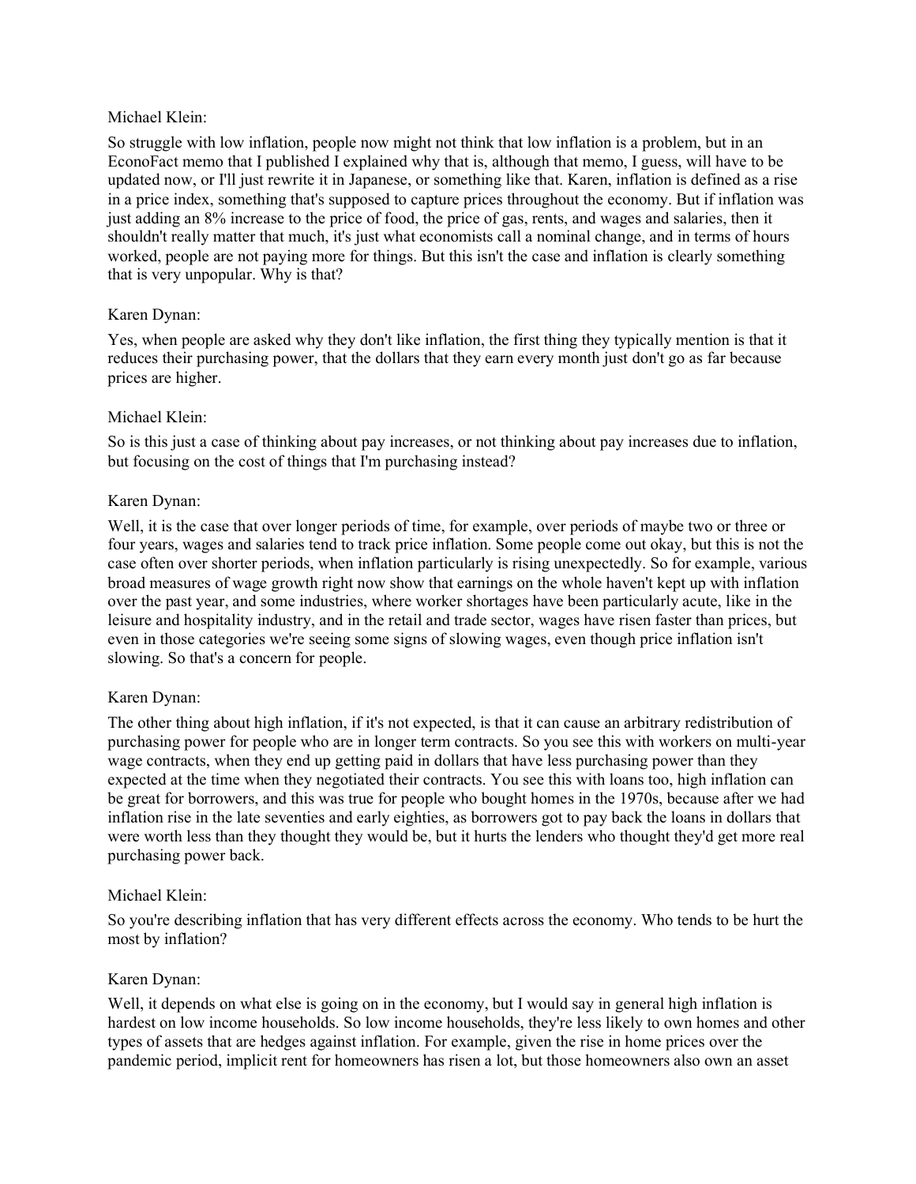Michael Klein:

So struggle with low inflation, people now might not think that low inflation is a problem, but in an EconoFact memo that I published I explained why that is, although that memo, I guess, will have to be updated now, or I'll just rewrite it in Japanese, or something like that. Karen, inflation is defined as a rise in a price index, something that's supposed to capture prices throughout the economy. But if inflation was just adding an 8% increase to the price of food, the price of gas, rents, and wages and salaries, then it shouldn't really matter that much, it's just what economists call a nominal change, and in terms of hours worked, people are not paying more for things. But this isn't the case and inflation is clearly something that is very unpopular. Why is that?

Karen Dynan:

Yes, when people are asked why they don't like inflation, the first thing they typically mention is that it reduces their purchasing power, that the dollars that they earn every month just don't go as far because prices are higher.

Michael Klein:

So is this just a case of thinking about pay increases, or not thinking about pay increases due to inflation, but focusing on the cost of things that I'm purchasing instead?

Karen Dynan:

Well, it is the case that over longer periods of time, for example, over periods of maybe two or three or four years, wages and salaries tend to track price inflation. Some people come out okay, but this is not the case often over shorter periods, when inflation particularly is rising unexpectedly. So for example, various broad measures of wage growth right now show that earnings on the whole haven't kept up with inflation over the past year, and some industries, where worker shortages have been particularly acute, like in the leisure and hospitality industry, and in the retail and trade sector, wages have risen faster than prices, but even in those categories we're seeing some signs of slowing wages, even though price inflation isn't slowing. So that's a concern for people.

Karen Dynan:

The other thing about high inflation, if it's not expected, is that it can cause an arbitrary redistribution of purchasing power for people who are in longer term contracts. So you see this with workers on multi-year wage contracts, when they end up getting paid in dollars that have less purchasing power than they expected at the time when they negotiated their contracts. You see this with loans too, high inflation can be great for borrowers, and this was true for people who bought homes in the 1970s, because after we had inflation rise in the late seventies and early eighties, as borrowers got to pay back the loans in dollars that were worth less than they thought they would be, but it hurts the lenders who thought they'd get more real purchasing power back.

Michael Klein:

So you're describing inflation that has very different effects across the economy. Who tends to be hurt the most by inflation?

Karen Dynan:

Well, it depends on what else is going on in the economy, but I would say in general high inflation is hardest on low income households. So low income households, they're less likely to own homes and other types of assets that are hedges against inflation. For example, given the rise in home prices over the pandemic period, implicit rent for homeowners has risen a lot, but those homeowners also own an asset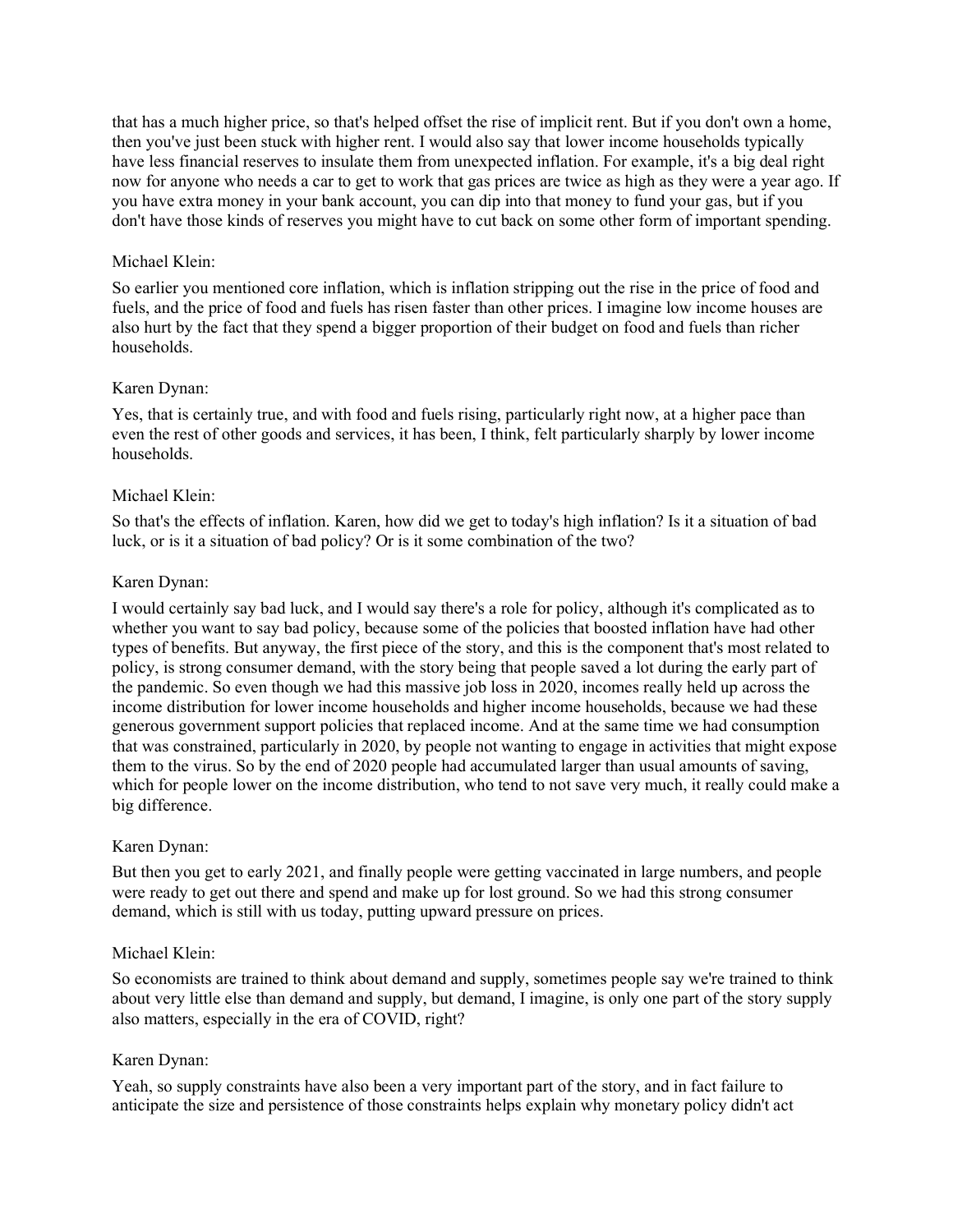that has a much higher price, so that's helped offset the rise of implicit rent. But if you don't own a home, then you've just been stuck with higher rent. I would also say that lower income households typically have less financial reserves to insulate them from unexpected inflation. For example, it's a big deal right now for anyone who needs a car to get to work that gas prices are twice as high as they were a year ago. If you have extra money in your bank account, you can dip into that money to fund your gas, but if you don't have those kinds of reserves you might have to cut back on some other form of important spending.

Michael Klein:

So earlier you mentioned core inflation, which is inflation stripping out the rise in the price of food and fuels, and the price of food and fuels has risen faster than other prices. I imagine low income houses are also hurt by the fact that they spend a bigger proportion of their budget on food and fuels than richer households.

Karen Dynan:

Yes, that is certainly true, and with food and fuels rising, particularly right now, at a higher pace than even the rest of other goods and services, it has been, I think, felt particularly sharply by lower income households.

Michael Klein:

So that's the effects of inflation. Karen, how did we get to today's high inflation? Is it a situation of bad luck, or is it a situation of bad policy? Or is it some combination of the two?

Karen Dynan:

I would certainly say bad luck, and I would say there's a role for policy, although it's complicated as to whether you want to say bad policy, because some of the policies that boosted inflation have had other types of benefits. But anyway, the first piece of the story, and this is the component that's most related to policy, is strong consumer demand, with the story being that people saved a lot during the early part of the pandemic. So even though we had this massive job loss in 2020, incomes really held up across the income distribution for lower income households and higher income households, because we had these generous government support policies that replaced income. And at the same time we had consumption that was constrained, particularly in 2020, by people not wanting to engage in activities that might expose them to the virus. So by the end of 2020 people had accumulated larger than usual amounts of saving, which for people lower on the income distribution, who tend to not save very much, it really could make a big difference.

Karen Dynan:

But then you get to early 2021, and finally people were getting vaccinated in large numbers, and people were ready to get out there and spend and make up for lost ground. So we had this strong consumer demand, which is still with us today, putting upward pressure on prices.

Michael Klein:

So economists are trained to think about demand and supply, sometimes people say we're trained to think about very little else than demand and supply, but demand, I imagine, is only one part of the story supply also matters, especially in the era of COVID, right?

Karen Dynan:

Yeah, so supply constraints have also been a very important part of the story, and in fact failure to anticipate the size and persistence of those constraints helps explain why monetary policy didn't act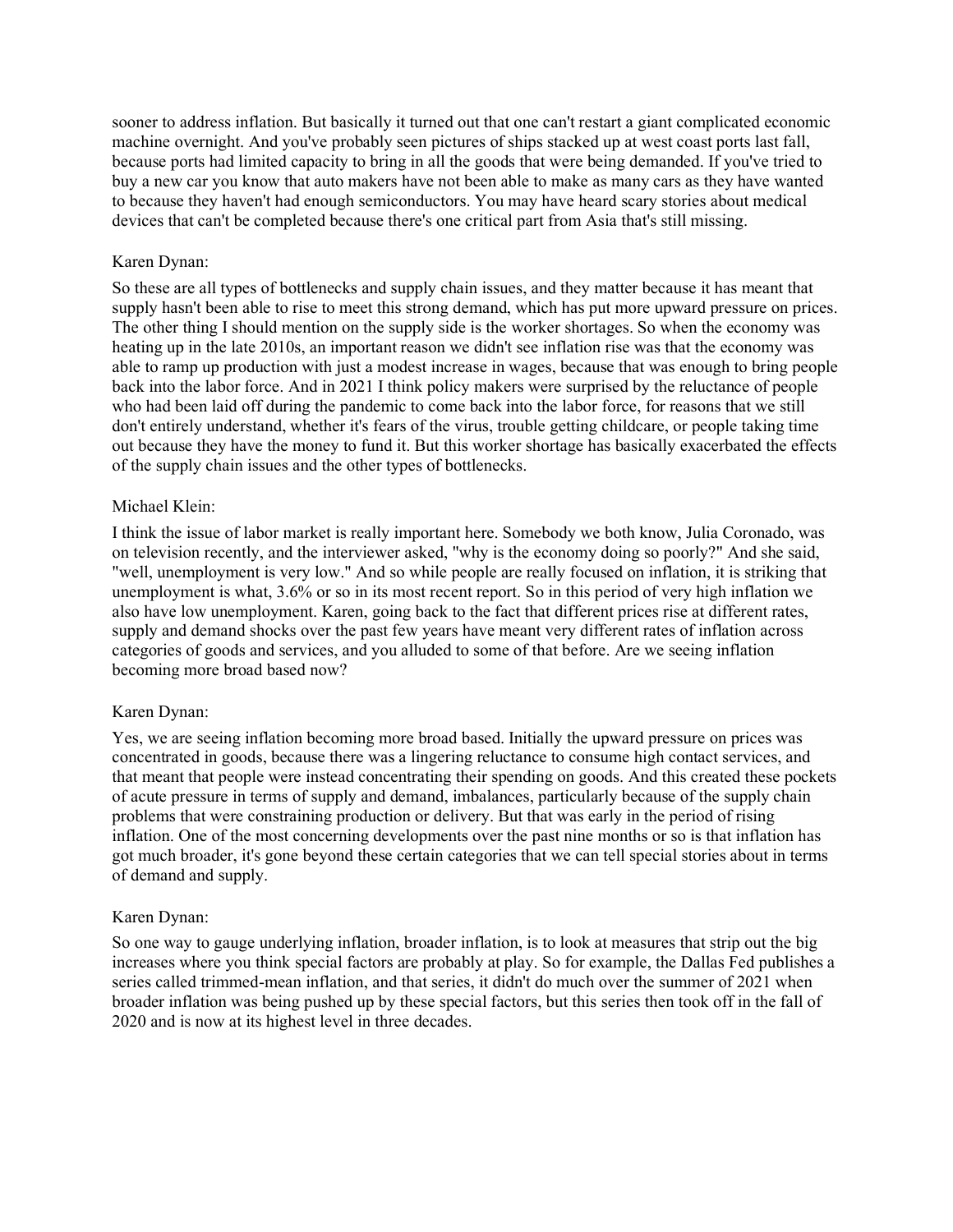sooner to address inflation. But basically it turned out that one can't restart a giant complicated economic machine overnight. And you've probably seen pictures of ships stacked up at west coast ports last fall, because ports had limited capacity to bring in all the goods that were being demanded. If you've tried to buy a new car you know that auto makers have not been able to make as many cars as they have wanted to because they haven't had enough semiconductors. You may have heard scary stories about medical devices that can't be completed because there's one critical part from Asia that's still missing.

Karen Dynan:

So these are all types of bottlenecks and supply chain issues, and they matter because it has meant that supply hasn't been able to rise to meet this strong demand, which has put more upward pressure on prices. The other thing I should mention on the supply side is the worker shortages. So when the economy was heating up in the late 2010s, an important reason we didn't see inflation rise was that the economy was able to ramp up production with just a modest increase in wages, because that was enough to bring people back into the labor force. And in 2021 I think policy makers were surprised by the reluctance of people who had been laid off during the pandemic to come back into the labor force, for reasons that we still don't entirely understand, whether it's fears of the virus, trouble getting childcare, or people taking time out because they have the money to fund it. But this worker shortage has basically exacerbated the effects of the supply chain issues and the other types of bottlenecks.

Michael Klein:

I think the issue of labor market is really important here. Somebody we both know, Julia Coronado, was on television recently, and the interviewer asked, "why is the economy doing so poorly?" And she said, "well, unemployment is very low." And so while people are really focused on inflation, it is striking that unemployment is what, 3.6% or so in its most recent report. So in this period of very high inflation we also have low unemployment. Karen, going back to the fact that different prices rise at different rates, supply and demand shocks over the past few years have meant very different rates of inflation across categories of goods and services, and you alluded to some of that before. Are we seeing inflation becoming more broad based now?

Karen Dynan:

Yes, we are seeing inflation becoming more broad based. Initially the upward pressure on prices was concentrated in goods, because there was a lingering reluctance to consume high contact services, and that meant that people were instead concentrating their spending on goods. And this created these pockets of acute pressure in terms of supply and demand, imbalances, particularly because of the supply chain problems that were constraining production or delivery. But that was early in the period of rising inflation. One of the most concerning developments over the past nine months or so is that inflation has got much broader, it's gone beyond these certain categories that we can tell special stories about in terms of demand and supply.

Karen Dynan:

So one way to gauge underlying inflation, broader inflation, is to look at measures that strip out the big increases where you think special factors are probably at play. So for example, the Dallas Fed publishes a series called trimmed-mean inflation, and that series, it didn't do much over the summer of 2021 when broader inflation was being pushed up by these special factors, but this series then took off in the fall of 2020 and is now at its highest level in three decades.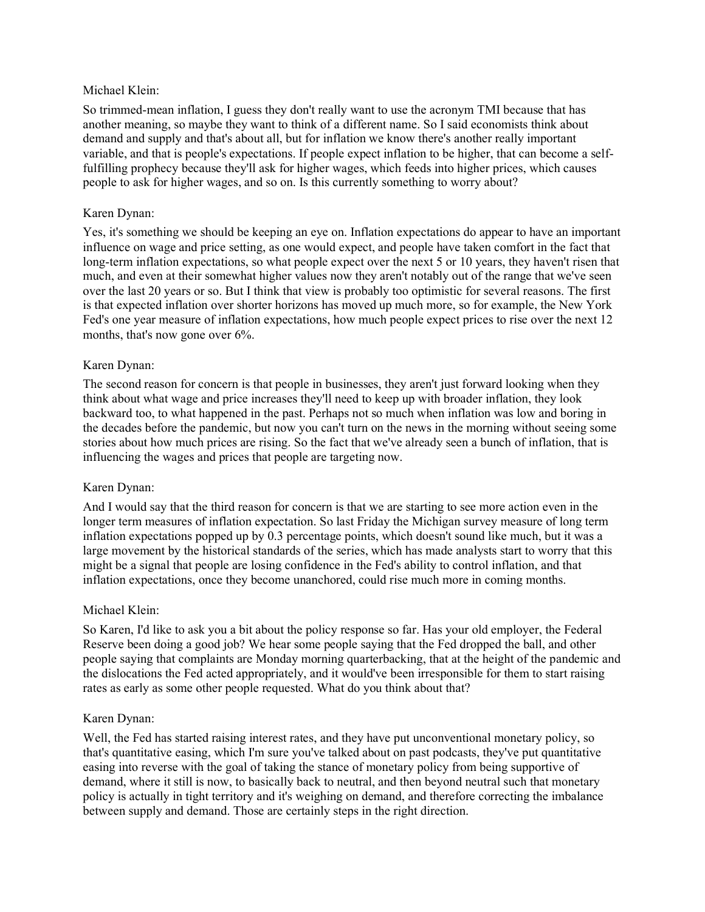Michael Klein:

So trimmed-mean inflation, I guess they don't really want to use the acronym TMI because that has another meaning, so maybe they want to think of a different name. So I said economists think about demand and supply and that's about all, but for inflation we know there's another really important variable, and that is people's expectations. If people expect inflation to be higher, that can become a self-fulfilling prophecy because they'll ask for higher wages, which feeds into higher prices, which causes people to ask for higher wages, and so on. Is this currently something to worry about?

Karen Dynan:

Yes, it's something we should be keeping an eye on. Inflation expectations do appear to have an important influence on wage and price setting, as one would expect, and people have taken comfort in the fact that long-term inflation expectations, so what people expect over the next 5 or 10 years, they haven't risen that much, and even at their somewhat higher values now they aren't notably out of the range that we've seen over the last 20 years or so. But I think that view is probably too optimistic for several reasons. The first is that expected inflation over shorter horizons has moved up much more, so for example, the New York Fed's one year measure of inflation expectations, how much people expect prices to rise over the next 12 months, that's now gone over 6%.

Karen Dynan:

The second reason for concern is that people in businesses, they aren't just forward looking when they think about what wage and price increases they'll need to keep up with broader inflation, they look backward too, to what happened in the past. Perhaps not so much when inflation was low and boring in the decades before the pandemic, but now you can't turn on the news in the morning without seeing some stories about how much prices are rising. So the fact that we've already seen a bunch of inflation, that is influencing the wages and prices that people are targeting now.

Karen Dynan:

And I would say that the third reason for concern is that we are starting to see more action even in the longer term measures of inflation expectation. So last Friday the Michigan survey measure of long term inflation expectations popped up by 0.3 percentage points, which doesn't sound like much, but it was a large movement by the historical standards of the series, which has made analysts start to worry that this might be a signal that people are losing confidence in the Fed's ability to control inflation, and that inflation expectations, once they become unanchored, could rise much more in coming months.

Michael Klein:

So Karen, I'd like to ask you a bit about the policy response so far. Has your old employer, the Federal Reserve been doing a good job? We hear some people saying that the Fed dropped the ball, and other people saying that complaints are Monday morning quarterbacking, that at the height of the pandemic and the dislocations the Fed acted appropriately, and it would've been irresponsible for them to start raising rates as early as some other people requested. What do you think about that?

Karen Dynan:

Well, the Fed has started raising interest rates, and they have put unconventional monetary policy, so that's quantitative easing, which I'm sure you've talked about on past podcasts, they've put quantitative easing into reverse with the goal of taking the stance of monetary policy from being supportive of demand, where it still is now, to basically back to neutral, and then beyond neutral such that monetary policy is actually in tight territory and it's weighing on demand, and therefore correcting the imbalance between supply and demand. Those are certainly steps in the right direction.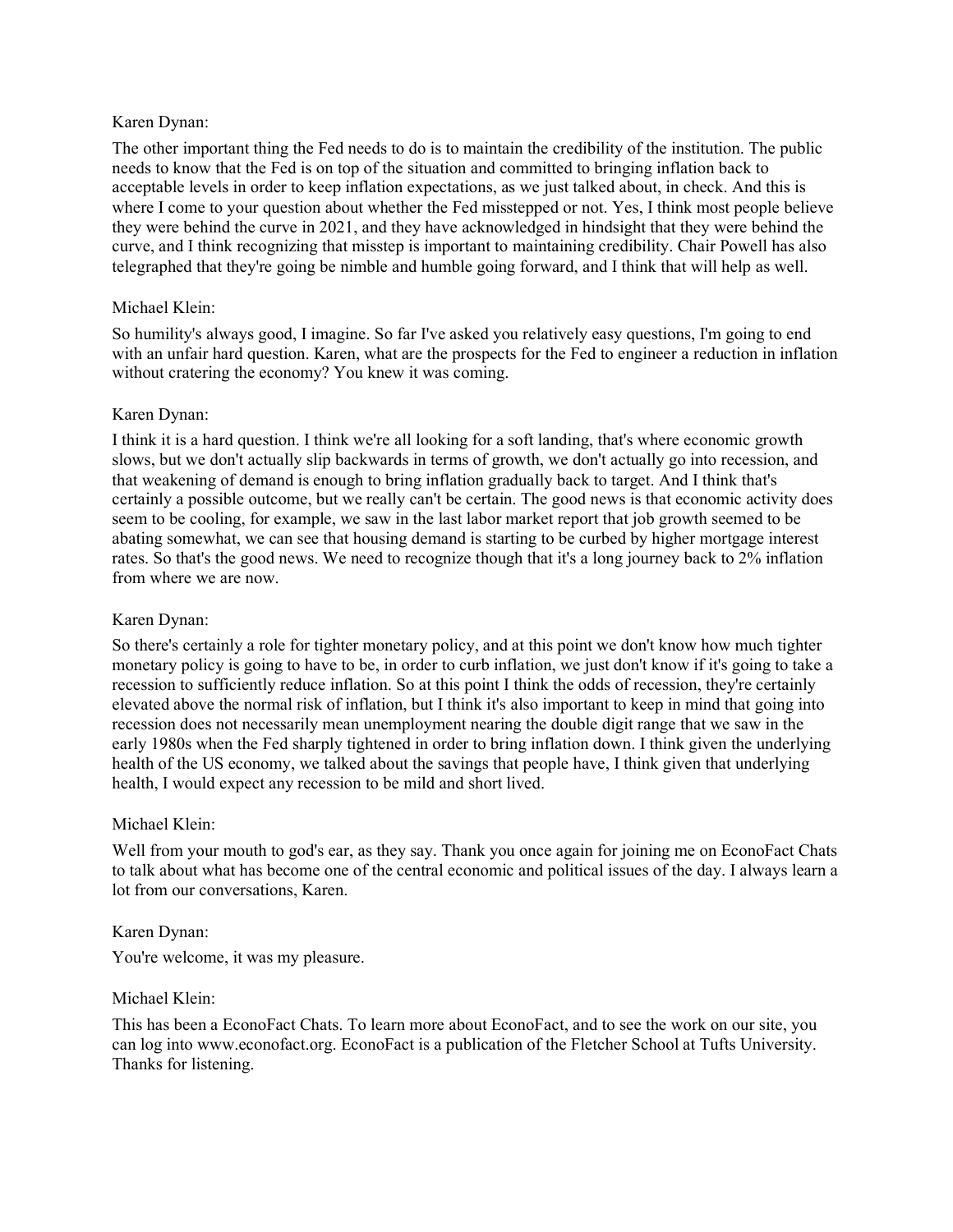Karen Dynan:

The other important thing the Fed needs to do is to maintain the credibility of the institution. The public needs to know that the Fed is on top of the situation and committed to bringing inflation back to acceptable levels in order to keep inflation expectations, as we just talked about, in check. And this is where I come to your question about whether the Fed misstepped or not. Yes, I think most people believe they were behind the curve in 2021, and they have acknowledged in hindsight that they were behind the curve, and I think recognizing that misstep is important to maintaining credibility. Chair Powell has also telegraphed that they're going be nimble and humble going forward, and I think that will help as well.

Michael Klein:

So humility's always good, I imagine. So far I've asked you relatively easy questions, I'm going to end with an unfair hard question. Karen, what are the prospects for the Fed to engineer a reduction in inflation without cratering the economy? You knew it was coming.

Karen Dynan:

I think it is a hard question. I think we're all looking for a soft landing, that's where economic growth slows, but we don't actually slip backwards in terms of growth, we don't actually go into recession, and that weakening of demand is enough to bring inflation gradually back to target. And I think that's certainly a possible outcome, but we really can't be certain. The good news is that economic activity does seem to be cooling, for example, we saw in the last labor market report that job growth seemed to be abating somewhat, we can see that housing demand is starting to be curbed by higher mortgage interest rates. So that's the good news. We need to recognize though that it's a long journey back to 2% inflation from where we are now.

Karen Dynan:

So there's certainly a role for tighter monetary policy, and at this point we don't know how much tighter monetary policy is going to have to be, in order to curb inflation, we just don't know if it's going to take a recession to sufficiently reduce inflation. So at this point I think the odds of recession, they're certainly elevated above the normal risk of inflation, but I think it's also important to keep in mind that going into recession does not necessarily mean unemployment nearing the double digit range that we saw in the early 1980s when the Fed sharply tightened in order to bring inflation down. I think given the underlying health of the US economy, we talked about the savings that people have, I think given that underlying health, I would expect any recession to be mild and short lived.

Michael Klein:

Well from your mouth to god's ear, as they say. Thank you once again for joining me on EconoFact Chats to talk about what has become one of the central economic and political issues of the day. I always learn a lot from our conversations, Karen.

Karen Dynan:

You're welcome, it was my pleasure.

Michael Klein:

This has been a EconoFact Chats. To learn more about EconoFact, and to see the work on our site, you can log into www.econofact.org. EconoFact is a publication of the Fletcher School at Tufts University. Thanks for listening.